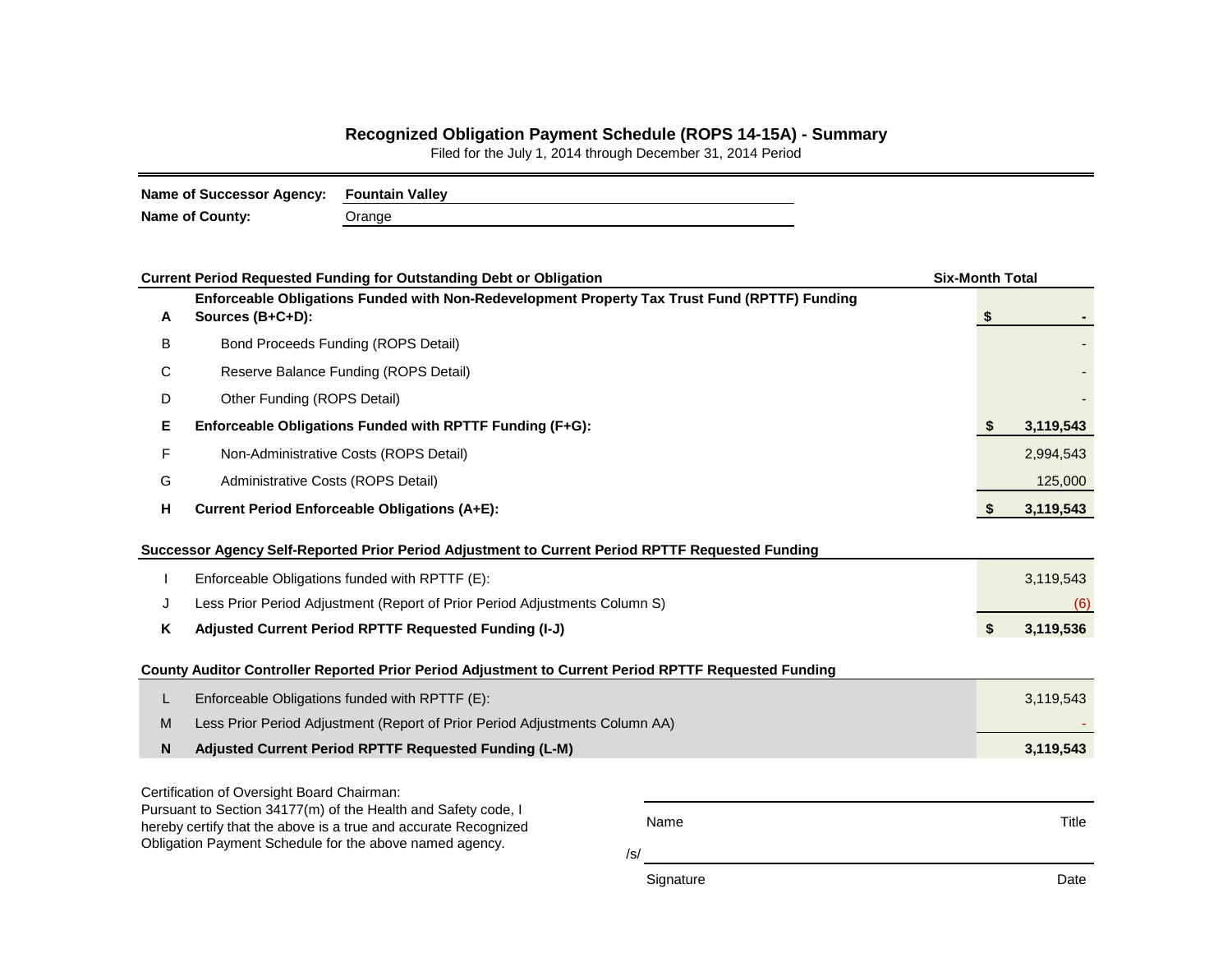# Recognized Obligation Payment Schedule (ROPS 14-15A) - Summary

Filed for the July 1, 2014 through December 31, 2014 Period

**Name of Successor Agency:** **Fountain Valley**

**Name of County:** Orange

| | Current Period Requested Funding for Outstanding Debt or Obligation | Six-Month Total |
|---|---|---|
| **A** | **Enforceable Obligations Funded with Non-Redevelopment Property Tax Trust Fund (RPTTF) Funding Sources (B+C+D):** | **$ -** |
| B | Bond Proceeds Funding (ROPS Detail) | - |
| C | Reserve Balance Funding (ROPS Detail) | - |
| D | Other Funding (ROPS Detail) | - |
| **E** | **Enforceable Obligations Funded with RPTTF Funding (F+G):** | **$ 3,119,543** |
| F | Non-Administrative Costs (ROPS Detail) | 2,994,543 |
| G | Administrative Costs (ROPS Detail) | 125,000 |
| **H** | **Current Period Enforceable Obligations (A+E):** | **$ 3,119,543** |

| | Successor Agency Self-Reported Prior Period Adjustment to Current Period RPTTF Requested Funding | |
|---|---|---|
| I | Enforceable Obligations funded with RPTTF (E): | 3,119,543 |
| J | Less Prior Period Adjustment (Report of Prior Period Adjustments Column S) | (6) |
| **K** | **Adjusted Current Period RPTTF Requested Funding (I-J)** | **$ 3,119,536** |

| | County Auditor Controller Reported Prior Period Adjustment to Current Period RPTTF Requested Funding | |
|---|---|---|
| L | Enforceable Obligations funded with RPTTF (E): | 3,119,543 |
| M | Less Prior Period Adjustment (Report of Prior Period Adjustments Column AA) | - |
| **N** | **Adjusted Current Period RPTTF Requested Funding (L-M)** | **3,119,543** |

Certification of Oversight Board Chairman:
Pursuant to Section 34177(m) of the Health and Safety code, I hereby certify that the above is a true and accurate Recognized Obligation Payment Schedule for the above named agency.

Name Title

/s/

Signature Date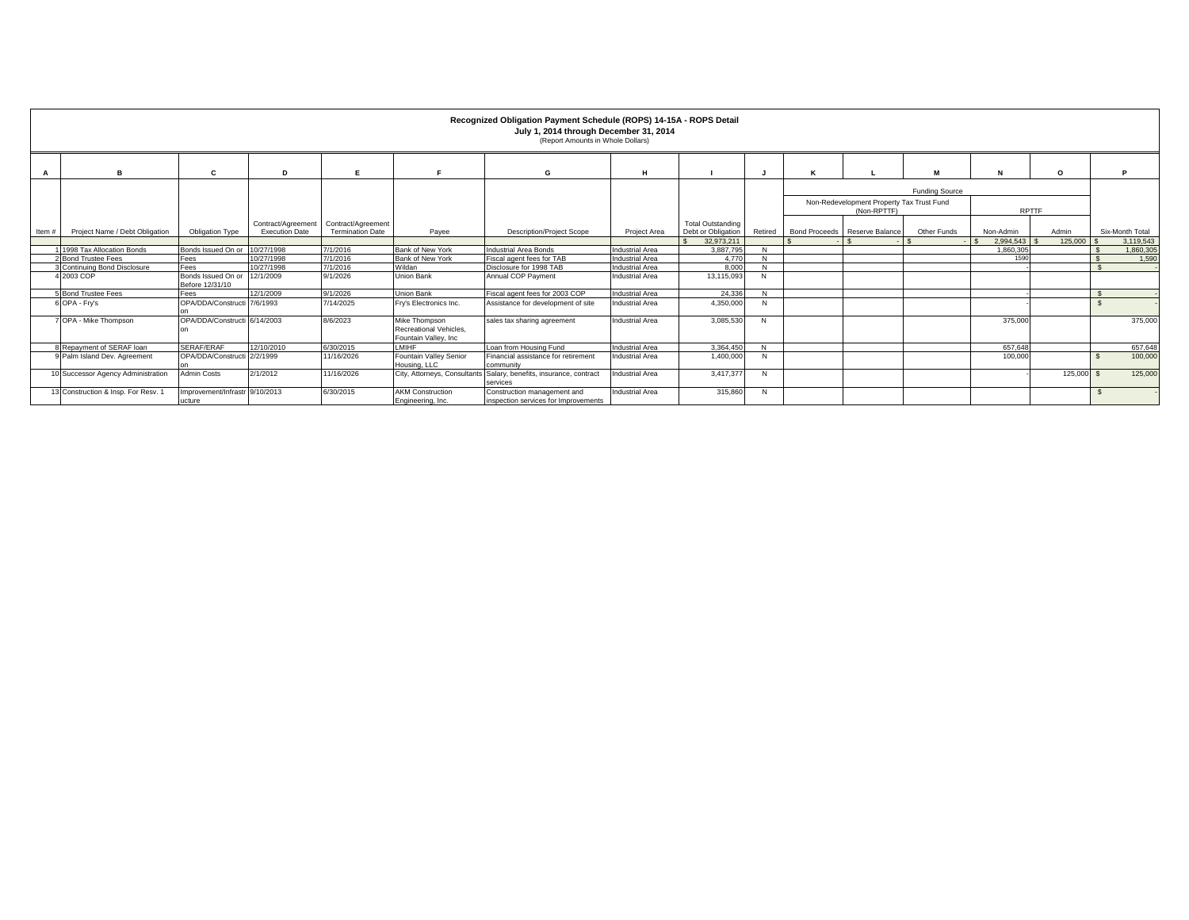**Recognized Obligation Payment Schedule (ROPS) 14-15A - ROPS Detail**
**July 1, 2014 through December 31, 2014**
(Report Amounts in Whole Dollars)

| A | B | C | D | E | F | G | H | I | J | K | L | M | N | O | P |
|---|---|---|---|---|---|---|---|---|---|---|---|---|---|---|---|
| | | | | | | | | | | Funding Source | | | | | |
| | | | | | | | | | | Non-Redevelopment Property Tax Trust Fund (Non-RPTTF) | | | RPTTF | | |
| Item # | Project Name / Debt Obligation | Obligation Type | Contract/Agreement Execution Date | Contract/Agreement Termination Date | Payee | Description/Project Scope | Project Area | Total Outstanding Debt or Obligation | Retired | Bond Proceeds | Reserve Balance | Other Funds | Non-Admin | Admin | Six-Month Total |
| | | | | | | | | $ 32,973,211 | | $ - | $ - | $ - | $ 2,994,543 | $ 125,000 | $ 3,119,543 |
| 1 | 1998 Tax Allocation Bonds | Bonds Issued On or | 10/27/1998 | 7/1/2016 | Bank of New York | Industrial Area Bonds | Industrial Area | 3,887,795 | N | | | | 1,860,305 | | $ 1,860,305 |
| 2 | Bond Trustee Fees | Fees | 10/27/1998 | 7/1/2016 | Bank of New York | Fiscal agent fees for TAB | Industrial Area | 4,770 | N | | | | 1590 | | $ 1,590 |
| 3 | Continuing Bond Disclosure | Fees | 10/27/1998 | 7/1/2016 | Wildan | Disclosure for 1998 TAB | Industrial Area | 8,000 | N | | | | - | | $ - |
| 4 | 2003 COP | Bonds Issued On or Before 12/31/10 | 12/1/2009 | 9/1/2026 | Union Bank | Annual COP Payment | Industrial Area | 13,115,093 | N | | | | | | |
| 5 | Bond Trustee Fees | Fees | 12/1/2009 | 9/1/2026 | Union Bank | Fiscal agent fees for 2003 COP | Industrial Area | 24,336 | N | | | | - | | $ - |
| 6 | OPA - Fry's | OPA/DDA/Construction | 7/6/1993 | 7/14/2025 | Fry's Electronics Inc. | Assistance for development of site | Industrial Area | 4,350,000 | N | | | | - | | $ - |
| 7 | OPA - Mike Thompson | OPA/DDA/Construction | 6/14/2003 | 8/6/2023 | Mike Thompson Recreational Vehicles, Fountain Valley, Inc | sales tax sharing agreement | Industrial Area | 3,085,530 | N | | | | 375,000 | | 375,000 |
| 8 | Repayment of SERAF loan | SERAF/ERAF | 12/10/2010 | 6/30/2015 | LMIHF | Loan from Housing Fund | Industrial Area | 3,364,450 | N | | | | 657,648 | | 657,648 |
| 9 | Palm Island Dev. Agreement | OPA/DDA/Construction | 2/2/1999 | 11/16/2026 | Fountain Valley Senior Housing, LLC | Financial assistance for retirement community | Industrial Area | 1,400,000 | N | | | | 100,000 | | $ 100,000 |
| 10 | Successor Agency Administration | Admin Costs | 2/1/2012 | 11/16/2026 | City, Attorneys, Consultants | Salary, benefits, insurance, contract services | Industrial Area | 3,417,377 | N | | | | - | 125,000 | $ 125,000 |
| 13 | Construction & Insp. For Resv. 1 | Improvement/Infrastructure | 9/10/2013 | 6/30/2015 | AKM Construction Engineering, Inc. | Construction management and inspection services for Improvements | Industrial Area | 315,860 | N | | | | | | $ - |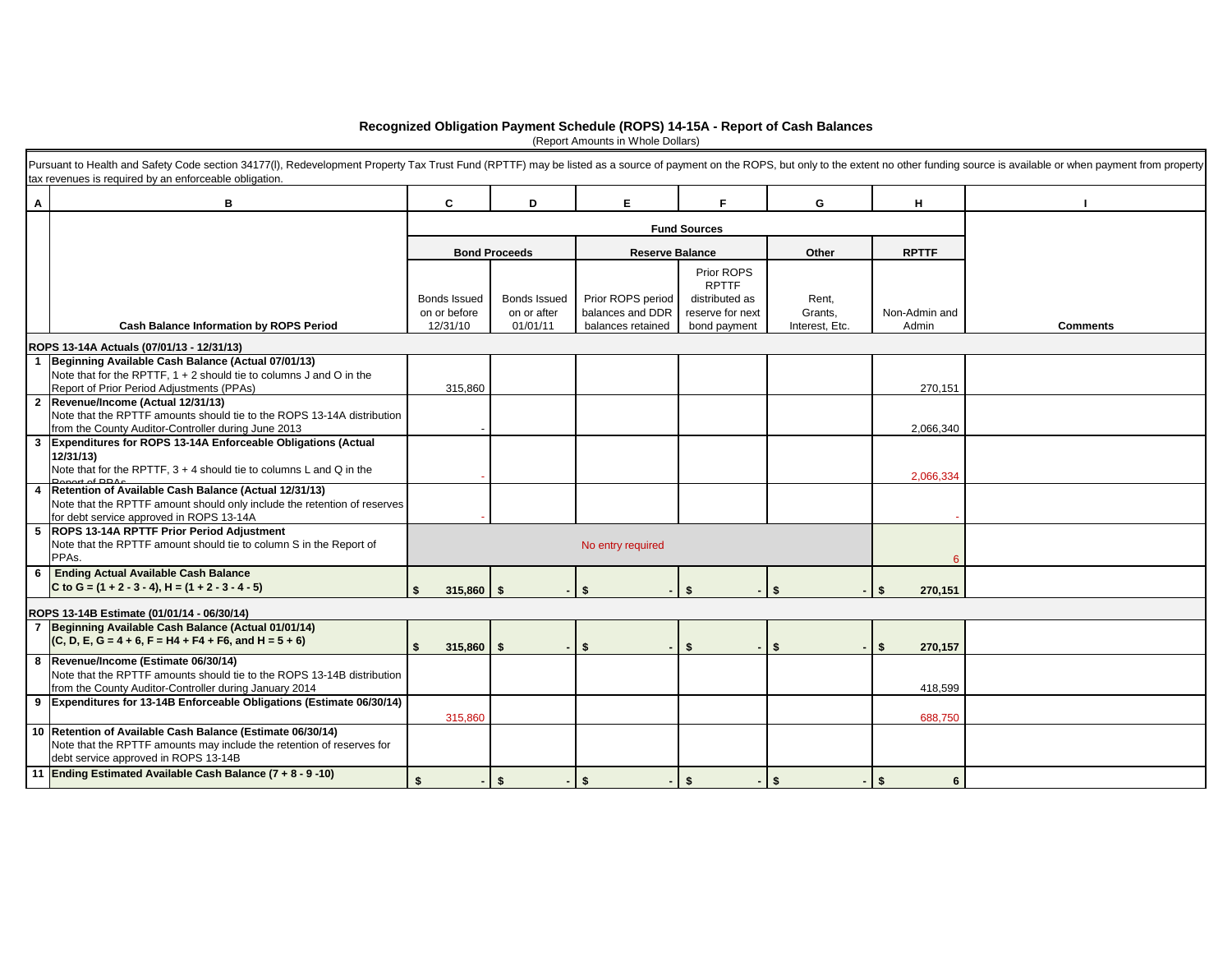## Recognized Obligation Payment Schedule (ROPS) 14-15A - Report of Cash Balances

(Report Amounts in Whole Dollars)

Pursuant to Health and Safety Code section 34177(l), Redevelopment Property Tax Trust Fund (RPTTF) may be listed as a source of payment on the ROPS, but only to the extent no other funding source is available or when payment from property tax revenues is required by an enforceable obligation.

| A | B | C | D | E | F | G | H | I |
|---|---|---|---|---|---|---|---|---|
| | | Fund Sources | | | | | | |
| | | Bond Proceeds | | Reserve Balance | | Other | RPTTF | |
| | Cash Balance Information by ROPS Period | Bonds Issued on or before 12/31/10 | Bonds Issued on or after 01/01/11 | Prior ROPS period balances and DDR balances retained | Prior ROPS RPTTF distributed as reserve for next bond payment | Rent, Grants, Interest, Etc. | Non-Admin and Admin | Comments |
| **ROPS 13-14A Actuals (07/01/13 - 12/31/13)** | | | | | | | | |
| 1 | **Beginning Available Cash Balance (Actual 07/01/13)** Note that for the RPTTF, 1 + 2 should tie to columns J and O in the Report of Prior Period Adjustments (PPAs) | 315,860 | | | | | 270,151 | |
| 2 | **Revenue/Income (Actual 12/31/13)** Note that the RPTTF amounts should tie to the ROPS 13-14A distribution from the County Auditor-Controller during June 2013 | - | | | | | 2,066,340 | |
| 3 | **Expenditures for ROPS 13-14A Enforceable Obligations (Actual 12/31/13)** Note that for the RPTTF, 3 + 4 should tie to columns L and Q in the Report of PPAs | - | | | | | 2,066,334 | |
| 4 | **Retention of Available Cash Balance (Actual 12/31/13)** Note that the RPTTF amount should only include the retention of reserves for debt service approved in ROPS 13-14A | - | | | | | - | |
| 5 | **ROPS 13-14A RPTTF Prior Period Adjustment** Note that the RPTTF amount should tie to column S in the Report of PPAs. | No entry required | | | | | 6 | |
| 6 | **Ending Actual Available Cash Balance** C to G = (1 + 2 - 3 - 4), H = (1 + 2 - 3 - 4 - 5) | $ 315,860 | $ - | $ - | $ - | $ - | $ 270,151 | |
| **ROPS 13-14B Estimate (01/01/14 - 06/30/14)** | | | | | | | | |
| 7 | **Beginning Available Cash Balance (Actual 01/01/14)** (C, D, E, G = 4 + 6, F = H4 + F4 + F6, and H = 5 + 6) | $ 315,860 | $ - | $ - | $ - | $ - | $ 270,157 | |
| 8 | **Revenue/Income (Estimate 06/30/14)** Note that the RPTTF amounts should tie to the ROPS 13-14B distribution from the County Auditor-Controller during January 2014 | | | | | | 418,599 | |
| 9 | **Expenditures for 13-14B Enforceable Obligations (Estimate 06/30/14)** | 315,860 | | | | | 688,750 | |
| 10 | **Retention of Available Cash Balance (Estimate 06/30/14)** Note that the RPTTF amounts may include the retention of reserves for debt service approved in ROPS 13-14B | | | | | | | |
| 11 | **Ending Estimated Available Cash Balance (7 + 8 - 9 -10)** | $ - | $ - | $ - | $ - | $ - | $ 6 | |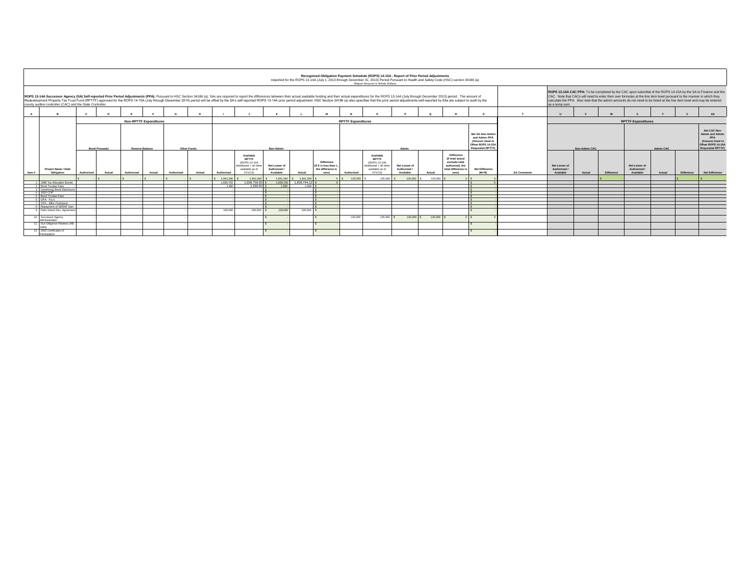# Recognized Obligation Payment Schedule (ROPS) 14-15A - Report of Prior Period Adjustments

Reported for the ROPS 13-14A (July 1, 2013 through December 31, 2013) Period Pursuant to Health and Safety Code (HSC) section 34186 (a)

(Report Amounts in Whole Dollars)

**ROPS 13-14A Successor Agency (SA) Self-reported Prior Period Adjustments (PPA):** Pursuant to HSC Section 34186 (a), SAs are required to report the differences between their actual available funding and their actual expenditures for the ROPS 13-14A (July through December 2013) period. The amount of Redevelopment Property Tax Trust Fund (RPTTF) approved for the ROPS 14-15A (July through December 2014) period will be offset by the SA's self-reported ROPS 13-14A prior period adjustment. HSC Section 34186 (a) also specifies that the prior period adjustments self-reported by SAs are subject to audit by the county auditor-controller (CAC) and the State Controller.

**ROPS 13-14A CAC PPA:** To be completed by the CAC upon submittal of the ROPS 14-15A by the SA to Finance and the CAC. Note that CACs will need to enter their own formulas at the line item level pursuant to the manner in which they calculate the PPA. Also note that the admin amounts do not need to be listed at the line item level and may be entered as a lump sum.

| A | B | C | D | E | F | G | H | I | J | K | L | M | N | O | P | Q | R | S | T | U | V | W | X | Y | Z | AA |
|---|---|---|---|---|---|---|---|---|---|---|---|---|---|---|---|---|---|---|---|---|---|---|---|---|---|---|
| | | Non-RPTTF Expenditures | | | | | | RPTTF Expenditures | | | | | | | | | | | | RPTTF Expenditures | | | | | | |
| | | Bond Proceeds | | Reserve Balance | | Other Funds | | Non-Admin | | | | | Admin | | | | | Net SA Non-Admin and Admin PPA (Amount Used to Offset ROPS 14-15A Requested RPTTF) | | Non-Admin CAC | | | Admin CAC | | | Net CAC Non-Admin and Admin PPA (Amount Used to Offset ROPS 14-15A Requested RPTTF) |
| Item # | Project Name / Debt Obligation | Authorized | Actual | Authorized | Actual | Authorized | Actual | Authorized | Available RPTTF (ROPS 13-14A distributed + all other available as of 07/1/13) | Net Lesser of Authorized / Available | Actual | Difference (If K is less than L, the difference is zero) | Authorized | Available RPTTF (ROPS 13-14A distributed + all other available as of 07/1/13) | Net Lesser of Authorized / Available | Actual | Difference (If total actual exceeds total authorized, the total difference is zero) | Net Difference (M+R) | SA Comments | Net Lesser of Authorized / Available | Actual | Difference | Net Lesser of Authorized / Available | Actual | Difference | Net Difference |
| | | $ - | $ - | $ - | $ - | $ - | $ - | $ 1,941,340 | $ 1,941,340 | $ 1,941,340 | $ 1,941,334 | $ 6 | $ 125,000 | $ 125,000 | $ 125,000 | $ 125,000 | $ 0 | $ 6 | | | | $ - | | | $ - | $ - |
| 1 | 1998 Tax Allocation Bonds | - | | - | | - | | 1,839,750 | 1,839,750.00 | $ 1,839,750 | 1,839,744.12 | $ 6 | | | | | | $ 6 | | | | | | | | |
| 2 | Bond Trustee Fees | - | | - | | - | | 1,590 | 1,590.00 | $ 1,590 | 1,590 | $ - | | | | | | $ - | | | | | | | | |
| 3 | Continuing Bond Disclosure | - | | - | | - | | - | | $ - | | $ - | | | | | | $ - | | | | | | | | |
| 4 | 2003 COP | - | | - | | - | | - | | $ - | | $ - | | | | | | $ - | | | | | | | | |
| 5 | Bond Trustee Fees | - | | - | | - | | - | | $ - | | $ - | | | | | | $ - | | | | | | | | |
| 6 | OPA - Fry's | - | | - | | - | | - | | $ - | | $ - | | | | | | $ - | | | | | | | | |
| 7 | OPA - Mike Thompson | - | | - | | - | | - | | $ - | | $ - | | | | | | $ - | | | | | | | | |
| 8 | Repayment of SERAF loan | - | | - | | - | | - | | $ - | | $ - | | | | | | $ - | | | | | | | | |
| 9 | Palm Island Dev. Agreement | - | | - | | - | | 100,000 | 100,000 | $ 100,000 | 100,000 | $ - | | | | | | $ - | | | | | | | | |
| 10 | Successor Agency Administration | - | | - | | - | | - | | $ - | | $ - | 125,000 | 125,000 | $ 125,000 | $ 125,000 | $ 0 | $ 0 | | | | | | | | |
| 11 | Due Diligence Reviews (AB 1484) | - | | - | | - | | - | | $ - | | $ - | | | | | | $ - | | | | | | | | |
| 12 | 2003 Certificates of Participation | - | | - | | - | | - | | $ - | | $ - | | | | | | $ - | | | | | | | | |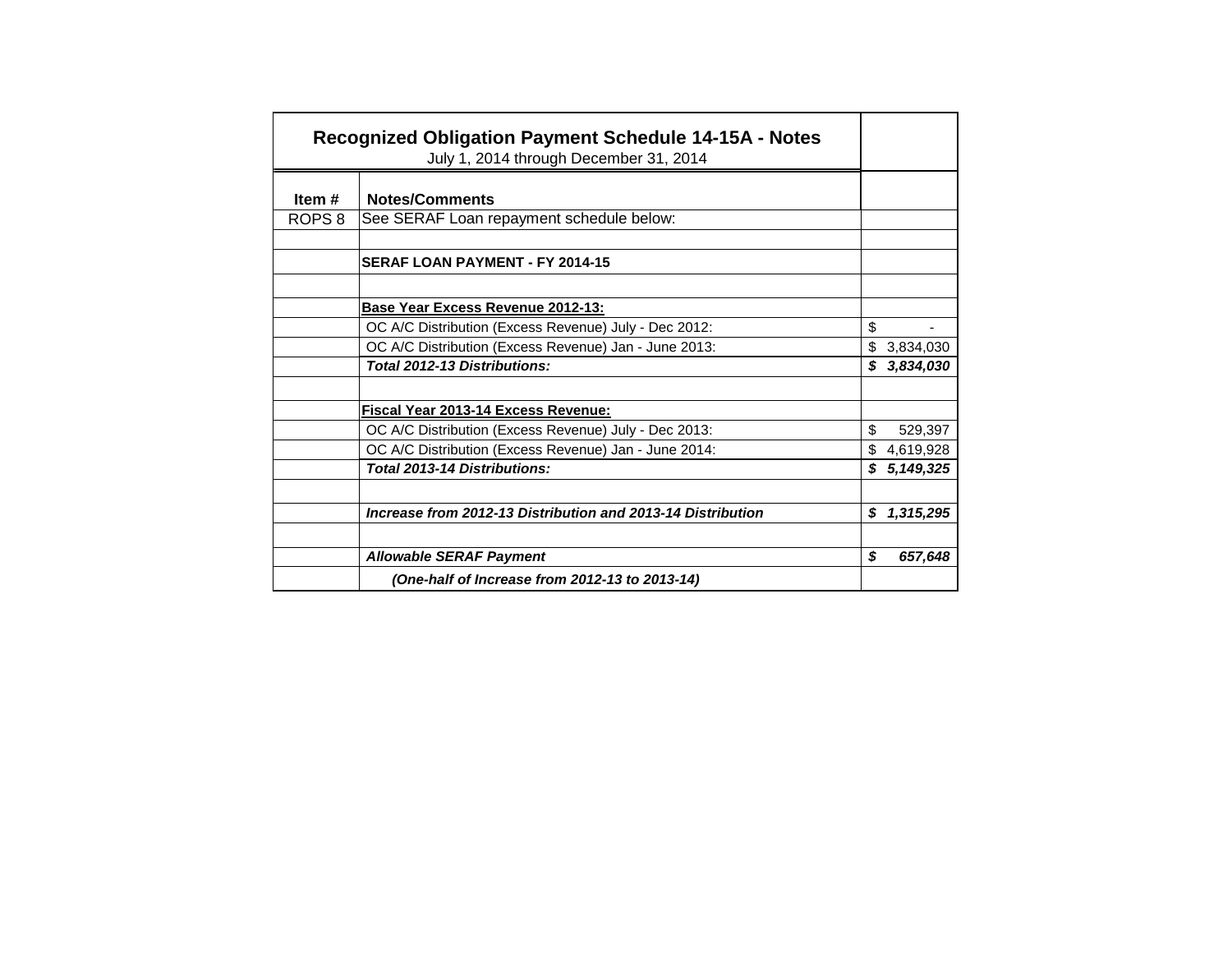## Recognized Obligation Payment Schedule 14-15A - Notes

July 1, 2014 through December 31, 2014

| Item # | Notes/Comments | |
|---|---|---|
| ROPS 8 | See SERAF Loan repayment schedule below: | |
| | | |
| | **SERAF LOAN PAYMENT - FY 2014-15** | |
| | | |
| | **Base Year Excess Revenue 2012-13:** | |
| | OC A/C Distribution (Excess Revenue) July - Dec 2012: | $ - |
| | OC A/C Distribution (Excess Revenue) Jan - June 2013: | $ 3,834,030 |
| | ***Total 2012-13 Distributions:*** | ***$ 3,834,030*** |
| | | |
| | **Fiscal Year 2013-14 Excess Revenue:** | |
| | OC A/C Distribution (Excess Revenue) July - Dec 2013: | $ 529,397 |
| | OC A/C Distribution (Excess Revenue) Jan - June 2014: | $ 4,619,928 |
| | ***Total 2013-14 Distributions:*** | ***$ 5,149,325*** |
| | | |
| | ***Increase from 2012-13 Distribution and 2013-14 Distribution*** | ***$ 1,315,295*** |
| | | |
| | ***Allowable SERAF Payment*** | ***$ 657,648*** |
| | ***(One-half of Increase from 2012-13 to 2013-14)*** | |